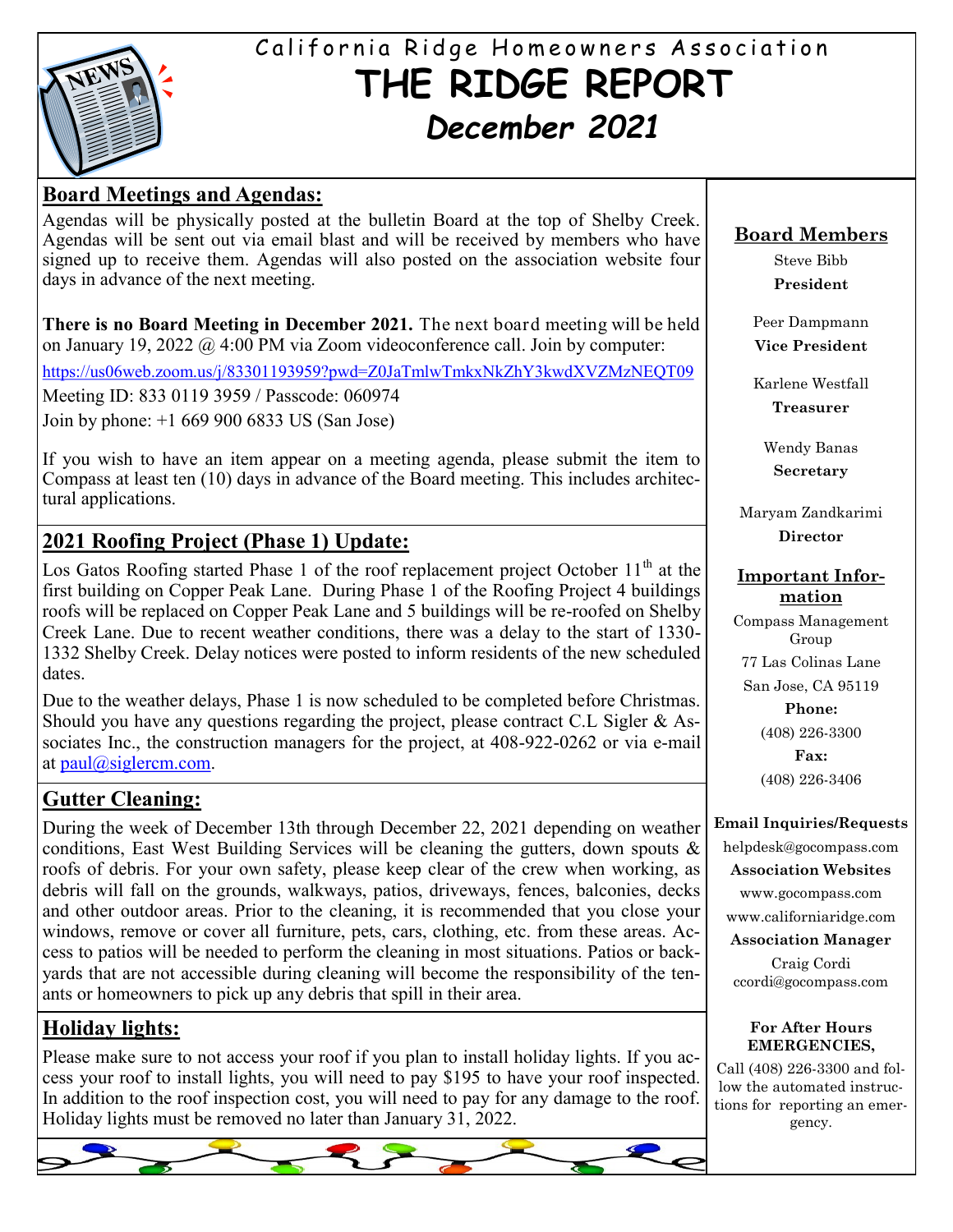California Ridge Homeowners Association

# THE RIDGE REPORT

## December 2021

## Board Meetings and Agendas:

Agendas will be physically posted at the bulletin Board at the top of Shelby Creek. Agendas will be sent out via email blast and will be received by members who have signed up to receive them. Agendas will also posted on the association website four days in advance of the next meeting.

**There is no Board Meeting in December 2021.** The next board meeting will be held on January 19, 2022 @ 4:00 PM via Zoom videoconference call. Join by computer:

https://us06web.zoom.us/j/83301193959?pwd=Z0JaTmlwTmkxNkZhY3kwdXVZMzNEQT09

Meeting ID: 833 0119 3959 / Passcode: 060974

Join by phone: +1 669 900 6833 US (San Jose)

If you wish to have an item appear on a meeting agenda, please submit the item to Compass at least ten (10) days in advance of the Board meeting. This includes architectural applications.

## 2021 Roofing Project (Phase 1) Update:

Los Gatos Roofing started Phase 1 of the roof replacement project October 11th at the first building on Copper Peak Lane. During Phase 1 of the Roofing Project 4 buildings roofs will be replaced on Copper Peak Lane and 5 buildings will be re-roofed on Shelby Creek Lane. Due to recent weather conditions, there was a delay to the start of 1330-1332 Shelby Creek. Delay notices were posted to inform residents of the new scheduled dates.

Due to the weather delays, Phase 1 is now scheduled to be completed before Christmas. Should you have any questions regarding the project, please contract C.L Sigler & Associates Inc., the construction managers for the project, at 408-922-0262 or via e-mail at paul@siglercm.com.

## Gutter Cleaning:

During the week of December 13th through December 22, 2021 depending on weather conditions, East West Building Services will be cleaning the gutters, down spouts & roofs of debris. For your own safety, please keep clear of the crew when working, as debris will fall on the grounds, walkways, patios, driveways, fences, balconies, decks and other outdoor areas. Prior to the cleaning, it is recommended that you close your windows, remove or cover all furniture, pets, cars, clothing, etc. from these areas. Access to patios will be needed to perform the cleaning in most situations. Patios or backyards that are not accessible during cleaning will become the responsibility of the tenants or homeowners to pick up any debris that spill in their area.

## Holiday lights:

Please make sure to not access your roof if you plan to install holiday lights. If you access your roof to install lights, you will need to pay $195 to have your roof inspected. In addition to the roof inspection cost, you will need to pay for any damage to the roof. Holiday lights must be removed no later than January 31, 2022.

### Board Members

Steve Bibb
**President**

Peer Dampmann
**Vice President**

Karlene Westfall
**Treasurer**

Wendy Banas
**Secretary**

Maryam Zandkarimi
**Director**

### Important Information

Compass Management Group
77 Las Colinas Lane
San Jose, CA 95119

**Phone:**
(408) 226-3300

**Fax:**
(408) 226-3406

**Email Inquiries/Requests**
helpdesk@gocompass.com

**Association Websites**
www.gocompass.com
www.californiaridge.com

**Association Manager**
Craig Cordi
ccordi@gocompass.com

**For After Hours EMERGENCIES,**

Call (408) 226-3300 and follow the automated instructions for reporting an emergency.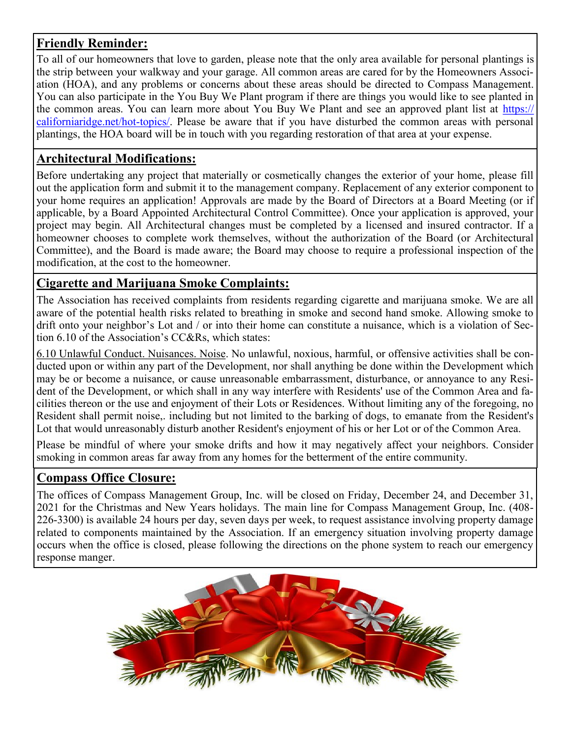## **Friendly Reminder:**

To all of our homeowners that love to garden, please note that the only area available for personal plantings is the strip between your walkway and your garage. All common areas are cared for by the Homeowners Association (HOA), and any problems or concerns about these areas should be directed to Compass Management. You can also participate in the You Buy We Plant program if there are things you would like to see planted in the common areas. You can learn more about You Buy We Plant and see an approved plant list at https://californiaridge.net/hot-topics/. Please be aware that if you have disturbed the common areas with personal plantings, the HOA board will be in touch with you regarding restoration of that area at your expense.

## **Architectural Modifications:**

Before undertaking any project that materially or cosmetically changes the exterior of your home, please fill out the application form and submit it to the management company. Replacement of any exterior component to your home requires an application! Approvals are made by the Board of Directors at a Board Meeting (or if applicable, by a Board Appointed Architectural Control Committee). Once your application is approved, your project may begin. All Architectural changes must be completed by a licensed and insured contractor. If a homeowner chooses to complete work themselves, without the authorization of the Board (or Architectural Committee), and the Board is made aware; the Board may choose to require a professional inspection of the modification, at the cost to the homeowner.

## **Cigarette and Marijuana Smoke Complaints:**

The Association has received complaints from residents regarding cigarette and marijuana smoke. We are all aware of the potential health risks related to breathing in smoke and second hand smoke. Allowing smoke to drift onto your neighbor's Lot and / or into their home can constitute a nuisance, which is a violation of Section 6.10 of the Association's CC&Rs, which states:

6.10 Unlawful Conduct. Nuisances. Noise. No unlawful, noxious, harmful, or offensive activities shall be conducted upon or within any part of the Development, nor shall anything be done within the Development which may be or become a nuisance, or cause unreasonable embarrassment, disturbance, or annoyance to any Resident of the Development, or which shall in any way interfere with Residents' use of the Common Area and facilities thereon or the use and enjoyment of their Lots or Residences. Without limiting any of the foregoing, no Resident shall permit noise,. including but not limited to the barking of dogs, to emanate from the Resident's Lot that would unreasonably disturb another Resident's enjoyment of his or her Lot or of the Common Area.

Please be mindful of where your smoke drifts and how it may negatively affect your neighbors. Consider smoking in common areas far away from any homes for the betterment of the entire community.

## **Compass Office Closure:**

The offices of Compass Management Group, Inc. will be closed on Friday, December 24, and December 31, 2021 for the Christmas and New Years holidays. The main line for Compass Management Group, Inc. (408-226-3300) is available 24 hours per day, seven days per week, to request assistance involving property damage related to components maintained by the Association. If an emergency situation involving property damage occurs when the office is closed, please following the directions on the phone system to reach our emergency response manger.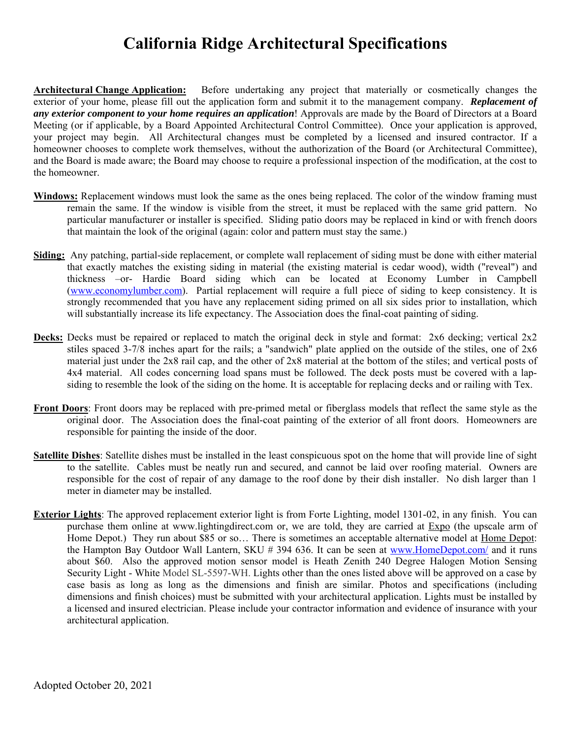#  California Ridge Architectural Specifications

**Architectural Change Application:** Before undertaking any project that materially or cosmetically changes the exterior of your home, please fill out the application form and submit it to the management company. ***Replacement of any exterior component to your home requires an application***! Approvals are made by the Board of Directors at a Board Meeting (or if applicable, by a Board Appointed Architectural Control Committee). Once your application is approved, your project may begin. All Architectural changes must be completed by a licensed and insured contractor. If a homeowner chooses to complete work themselves, without the authorization of the Board (or Architectural Committee), and the Board is made aware; the Board may choose to require a professional inspection of the modification, at the cost to the homeowner.

**Windows:** Replacement windows must look the same as the ones being replaced. The color of the window framing must remain the same. If the window is visible from the street, it must be replaced with the same grid pattern. No particular manufacturer or installer is specified. Sliding patio doors may be replaced in kind or with french doors that maintain the look of the original (again: color and pattern must stay the same.)

**Siding:** Any patching, partial-side replacement, or complete wall replacement of siding must be done with either material that exactly matches the existing siding in material (the existing material is cedar wood), width ("reveal") and thickness –or- Hardie Board siding which can be located at Economy Lumber in Campbell (www.economylumber.com). Partial replacement will require a full piece of siding to keep consistency. It is strongly recommended that you have any replacement siding primed on all six sides prior to installation, which will substantially increase its life expectancy. The Association does the final-coat painting of siding.

**Decks:** Decks must be repaired or replaced to match the original deck in style and format: 2x6 decking; vertical 2x2 stiles spaced 3-7/8 inches apart for the rails; a "sandwich" plate applied on the outside of the stiles, one of 2x6 material just under the 2x8 rail cap, and the other of 2x8 material at the bottom of the stiles; and vertical posts of 4x4 material. All codes concerning load spans must be followed. The deck posts must be covered with a lap-siding to resemble the look of the siding on the home. It is acceptable for replacing decks and or railing with Tex.

**Front Doors**: Front doors may be replaced with pre-primed metal or fiberglass models that reflect the same style as the original door. The Association does the final-coat painting of the exterior of all front doors. Homeowners are responsible for painting the inside of the door.

**Satellite Dishes**: Satellite dishes must be installed in the least conspicuous spot on the home that will provide line of sight to the satellite. Cables must be neatly run and secured, and cannot be laid over roofing material. Owners are responsible for the cost of repair of any damage to the roof done by their dish installer. No dish larger than 1 meter in diameter may be installed.

**Exterior Lights**: The approved replacement exterior light is from Forte Lighting, model 1301-02, in any finish. You can purchase them online at www.lightingdirect.com or, we are told, they are carried at Expo (the upscale arm of Home Depot.) They run about $85 or so… There is sometimes an acceptable alternative model at Home Depot: the Hampton Bay Outdoor Wall Lantern, SKU # 394 636. It can be seen at www.HomeDepot.com/ and it runs about $60. Also the approved motion sensor model is Heath Zenith 240 Degree Halogen Motion Sensing Security Light - White Model SL-5597-WH. Lights other than the ones listed above will be approved on a case by case basis as long as long as the dimensions and finish are similar. Photos and specifications (including dimensions and finish choices) must be submitted with your architectural application. Lights must be installed by a licensed and insured electrician. Please include your contractor information and evidence of insurance with your architectural application.

Adopted October 20, 2021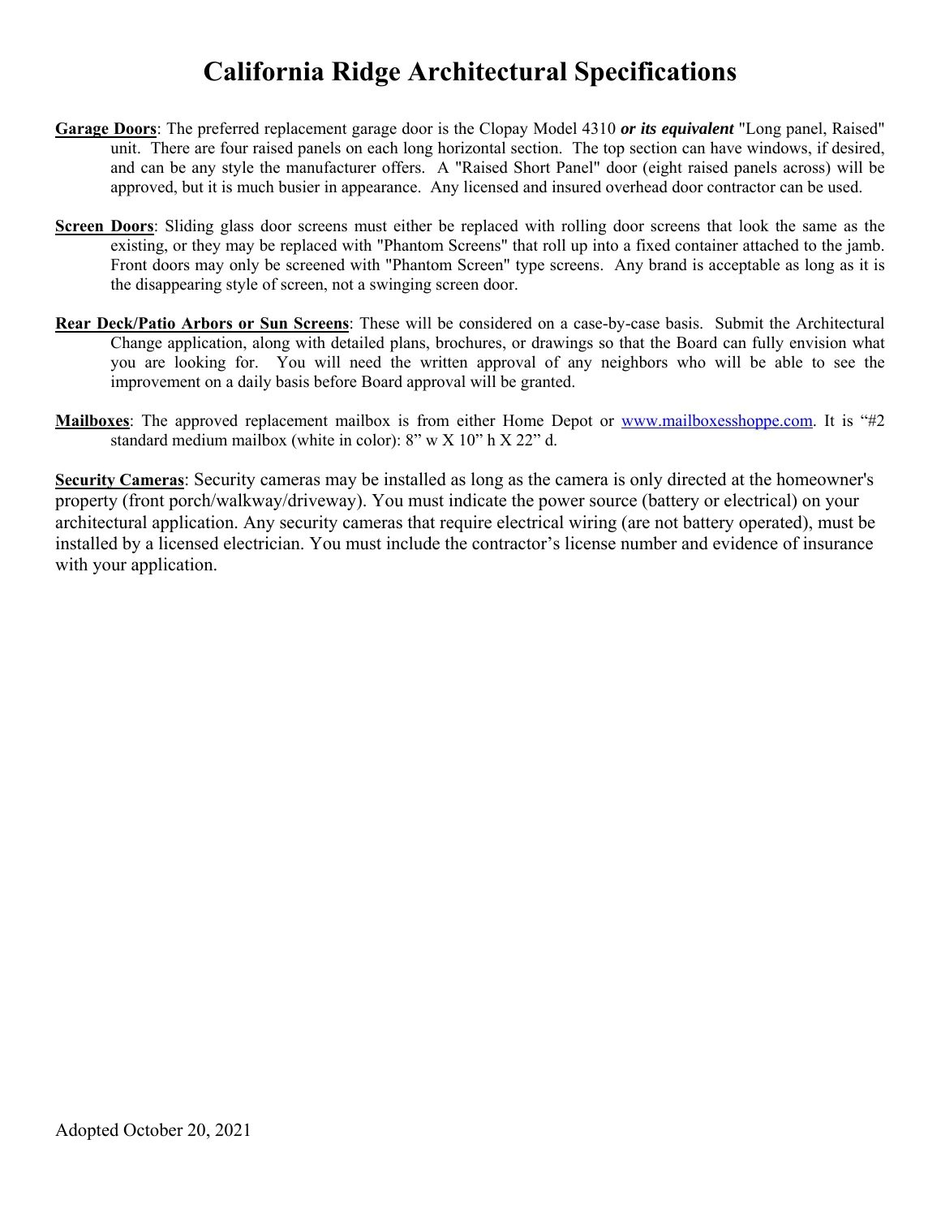# California Ridge Architectural Specifications

**Garage Doors**: The preferred replacement garage door is the Clopay Model 4310 ***or its equivalent*** "Long panel, Raised" unit. There are four raised panels on each long horizontal section. The top section can have windows, if desired, and can be any style the manufacturer offers. A "Raised Short Panel" door (eight raised panels across) will be approved, but it is much busier in appearance. Any licensed and insured overhead door contractor can be used.

**Screen Doors**: Sliding glass door screens must either be replaced with rolling door screens that look the same as the existing, or they may be replaced with "Phantom Screens" that roll up into a fixed container attached to the jamb. Front doors may only be screened with "Phantom Screen" type screens. Any brand is acceptable as long as it is the disappearing style of screen, not a swinging screen door.

**Rear Deck/Patio Arbors or Sun Screens**: These will be considered on a case-by-case basis. Submit the Architectural Change application, along with detailed plans, brochures, or drawings so that the Board can fully envision what you are looking for. You will need the written approval of any neighbors who will be able to see the improvement on a daily basis before Board approval will be granted.

**Mailboxes**: The approved replacement mailbox is from either Home Depot or www.mailboxesshoppe.com. It is "#2 standard medium mailbox (white in color): 8" w X 10" h X 22" d.

**Security Cameras**: Security cameras may be installed as long as the camera is only directed at the homeowner's property (front porch/walkway/driveway). You must indicate the power source (battery or electrical) on your architectural application. Any security cameras that require electrical wiring (are not battery operated), must be installed by a licensed electrician. You must include the contractor's license number and evidence of insurance with your application.

Adopted October 20, 2021